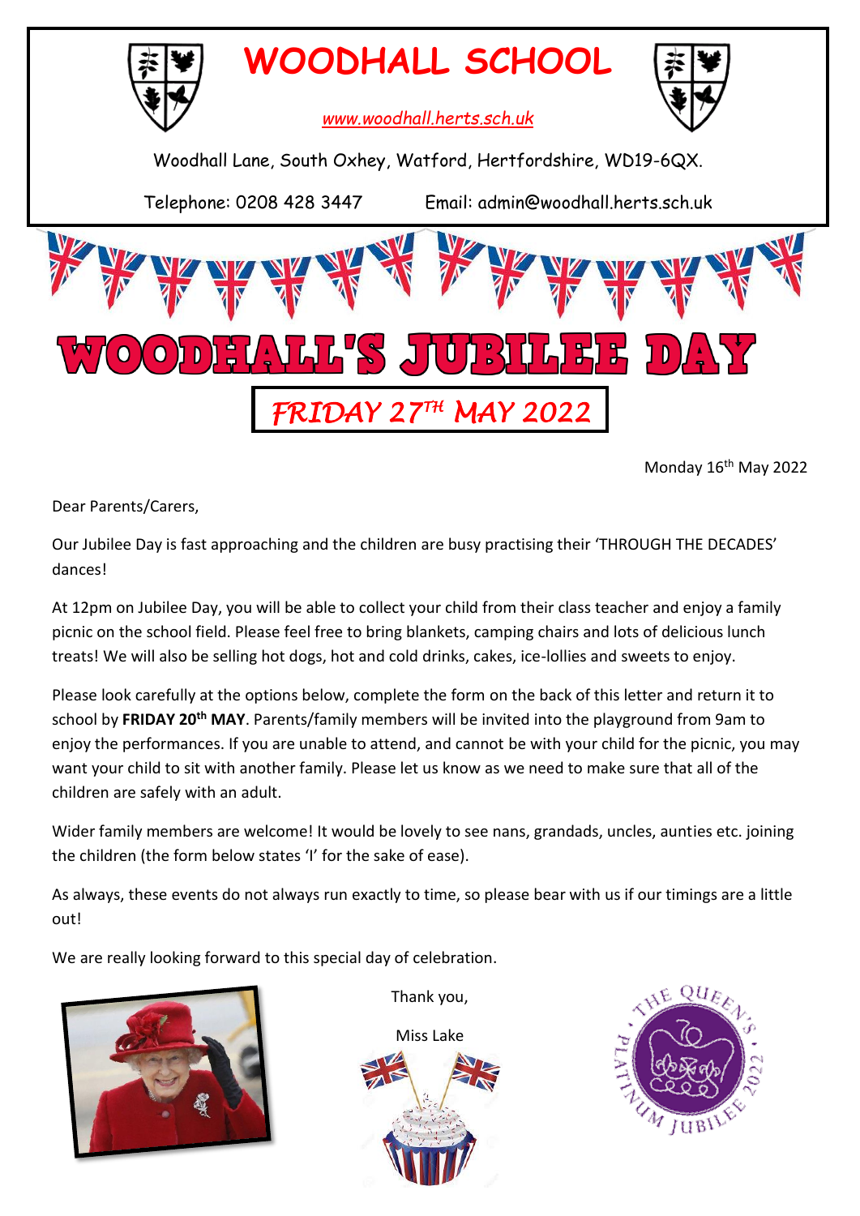# WOODHALL SCHOOL

[www.woodhall.herts.sch.uk](http://www.woodhall.herts.sch.uk)

Woodhall Lane, South Oxhey, Watford, Hertfordshire, WD19-6QX.

Telephone: 0208 428 3447     Email: admin@woodhall.herts.sch.uk

# WOODHALL'S JUBILEE DAY

## *FRIDAY 27TH MAY 2022*

Monday 16th May 2022

Dear Parents/Carers,

Our Jubilee Day is fast approaching and the children are busy practising their 'THROUGH THE DECADES' dances!

At 12pm on Jubilee Day, you will be able to collect your child from their class teacher and enjoy a family picnic on the school field. Please feel free to bring blankets, camping chairs and lots of delicious lunch treats! We will also be selling hot dogs, hot and cold drinks, cakes, ice-lollies and sweets to enjoy.

Please look carefully at the options below, complete the form on the back of this letter and return it to school by **FRIDAY 20th MAY**. Parents/family members will be invited into the playground from 9am to enjoy the performances. If you are unable to attend, and cannot be with your child for the picnic, you may want your child to sit with another family. Please let us know as we need to make sure that all of the children are safely with an adult.

Wider family members are welcome! It would be lovely to see nans, grandads, uncles, aunties etc. joining the children (the form below states 'I' for the sake of ease).

As always, these events do not always run exactly to time, so please bear with us if our timings are a little out!

We are really looking forward to this special day of celebration.

Thank you,

Miss Lake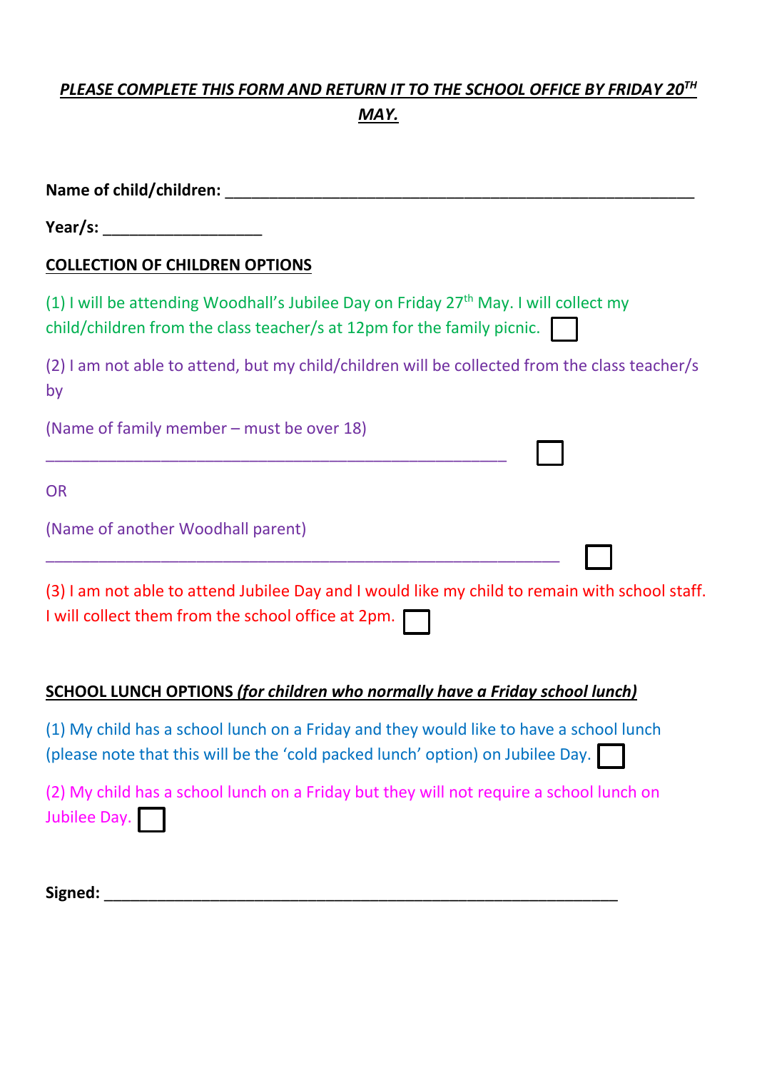***<u>PLEASE COMPLETE THIS FORM AND RETURN IT TO THE SCHOOL OFFICE BY FRIDAY 20TH MAY.</u>***

**Name of child/children:** ________________________________________________________

**Year/s:** ___________________

**<u>COLLECTION OF CHILDREN OPTIONS</u>**

(1) I will be attending Woodhall's Jubilee Day on Friday 27th May. I will collect my child/children from the class teacher/s at 12pm for the family picnic. ☐

(2) I am not able to attend, but my child/children will be collected from the class teacher/s by

(Name of family member – must be over 18)

_______________________________________________________ ☐

OR

(Name of another Woodhall parent)

_____________________________________________________________ ☐

(3) I am not able to attend Jubilee Day and I would like my child to remain with school staff. I will collect them from the school office at 2pm. ☐

**<u>SCHOOL LUNCH OPTIONS *(for children who normally have a Friday school lunch)*</u>**

(1) My child has a school lunch on a Friday and they would like to have a school lunch (please note that this will be the 'cold packed lunch' option) on Jubilee Day. ☐

(2) My child has a school lunch on a Friday but they will not require a school lunch on Jubilee Day. ☐

**Signed:** ______________________________________________________________